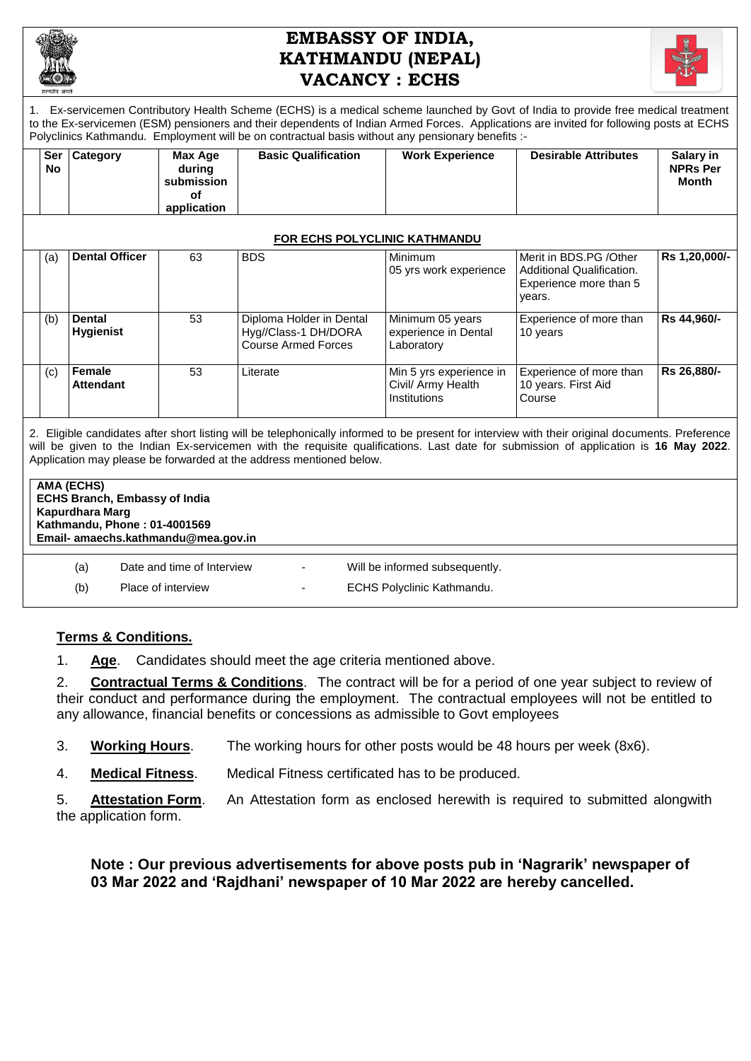# EMBASSY OF INDIA, KATHMANDU (NEPAL)
## VACANCY : ECHS

1. Ex-servicemen Contributory Health Scheme (ECHS) is a medical scheme launched by Govt of India to provide free medical treatment to the Ex-servicemen (ESM) pensioners and their dependents of Indian Armed Forces. Applications are invited for following posts at ECHS Polyclinics Kathmandu. Employment will be on contractual basis without any pensionary benefits :-

| Ser No | Category | Max Age during submission of application | Basic Qualification | Work Experience | Desirable Attributes | Salary in NPRs Per Month |
|---|---|---|---|---|---|---|
| | | | **FOR ECHS POLYCLINIC KATHMANDU** | | | |
| (a) | **Dental Officer** | 63 | BDS | Minimum 05 yrs work experience | Merit in BDS.PG /Other Additional Qualification. Experience more than 5 years. | **Rs 1,20,000/-** |
| (b) | **Dental Hygienist** | 53 | Diploma Holder in Dental Hyg//Class-1 DH/DORA Course Armed Forces | Minimum 05 years experience in Dental Laboratory | Experience of more than 10 years | **Rs 44,960/-** |
| (c) | **Female Attendant** | 53 | Literate | Min 5 yrs experience in Civil/ Army Health Institutions | Experience of more than 10 years. First Aid Course | **Rs 26,880/-** |

2. Eligible candidates after short listing will be telephonically informed to be present for interview with their original documents. Preference will be given to the Indian Ex-servicemen with the requisite qualifications. Last date for submission of application is **16 May 2022**. Application may please be forwarded at the address mentioned below.

**AMA (ECHS)**
**ECHS Branch, Embassy of India**
**Kapurdhara Marg**
**Kathmandu, Phone : 01-4001569**
**Email- amaechs.kathmandu@mea.gov.in**

(a) Date and time of Interview - Will be informed subsequently.

(b) Place of interview - ECHS Polyclinic Kathmandu.

## Terms & Conditions.

1. **Age**. Candidates should meet the age criteria mentioned above.

2. **Contractual Terms & Conditions**. The contract will be for a period of one year subject to review of their conduct and performance during the employment. The contractual employees will not be entitled to any allowance, financial benefits or concessions as admissible to Govt employees

3. **Working Hours**. The working hours for other posts would be 48 hours per week (8x6).

4. **Medical Fitness**. Medical Fitness certificated has to be produced.

5. **Attestation Form**. An Attestation form as enclosed herewith is required to submitted alongwith the application form.

**Note : Our previous advertisements for above posts pub in 'Nagrarik' newspaper of 03 Mar 2022 and 'Rajdhani' newspaper of 10 Mar 2022 are hereby cancelled.**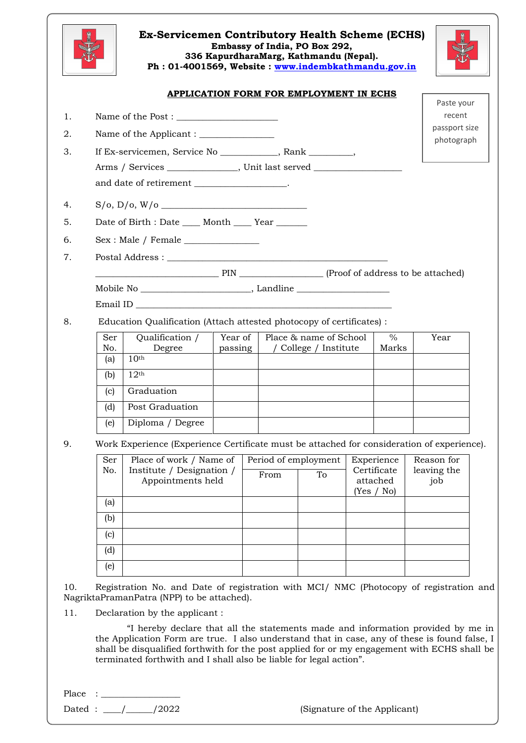# Ex-Servicemen Contributory Health Scheme (ECHS)

**Embassy of India, PO Box 292,**
**336 KapurdharaMarg, Kathmandu (Nepal).**
**Ph : 01-4001569, Website : www.indembkathmandu.gov.in**

Paste your recent passport size photograph

## APPLICATION FORM FOR EMPLOYMENT IN ECHS

1. Name of the Post : ______________________

2. Name of the Applicant : ________________

3. If Ex-servicemen, Service No _____________, Rank __________,
   Arms / Services _______________, Unit last served ___________________
   and date of retirement ____________________.

4. S/o, D/o, W/o _______________________________

5. Date of Birth : Date ____ Month ____ Year _______

6. Sex : Male / Female ________________

7. Postal Address : _______________________________________________
   __________________________ PIN __________________ (Proof of address to be attached)
   Mobile No _______________________, Landline ____________________
   Email ID ______________________________________________________

8. Education Qualification (Attach attested photocopy of certificates) :

| Ser No. | Qualification / Degree | Year of passing | Place & name of School / College / Institute | % Marks | Year |
|---|---|---|---|---|---|
| (a) | 10th | | | | |
| (b) | 12th | | | | |
| (c) | Graduation | | | | |
| (d) | Post Graduation | | | | |
| (e) | Diploma / Degree | | | | |

9. Work Experience (Experience Certificate must be attached for consideration of experience).

| Ser No. | Place of work / Name of Institute / Designation / Appointments held | Period of employment | | Experience Certificate attached (Yes / No) | Reason for leaving the job |
|---|---|---|---|---|---|
| | | From | To | | |
| (a) | | | | | |
| (b) | | | | | |
| (c) | | | | | |
| (d) | | | | | |
| (e) | | | | | |

10. Registration No. and Date of registration with MCI/ NMC (Photocopy of registration and NagriktaPramanPatra (NPP) to be attached).

11. Declaration by the applicant :

"I hereby declare that all the statements made and information provided by me in the Application Form are true. I also understand that in case, any of these is found false, I shall be disqualified forthwith for the post applied for or my engagement with ECHS shall be terminated forthwith and I shall also be liable for legal action".

Place : ________________

Dated : ____/______/2022

(Signature of the Applicant)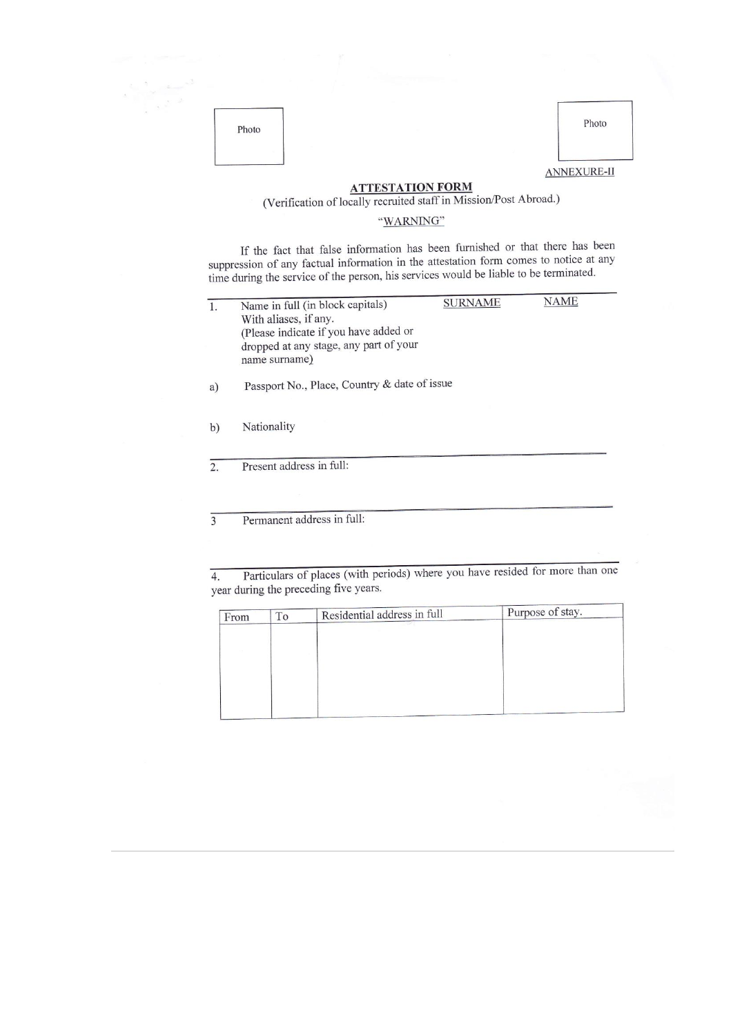Photo

Photo

ANNEXURE-II

## ATTESTATION FORM

(Verification of locally recruited staff in Mission/Post Abroad.)

"WARNING"

If the fact that false information has been furnished or that there has been suppression of any factual information in the attestation form comes to notice at any time during the service of the person, his services would be liable to be terminated.

1. Name in full (in block capitals) With aliases, if any. (Please indicate if you have added or dropped at any stage, any part of your name surname) — SURNAME — NAME

a) Passport No., Place, Country & date of issue

b) Nationality

2. Present address in full:

3 Permanent address in full:

4. Particulars of places (with periods) where you have resided for more than one year during the preceding five years.

| From | To | Residential address in full | Purpose of stay. |
|---|---|---|---|
| | | | |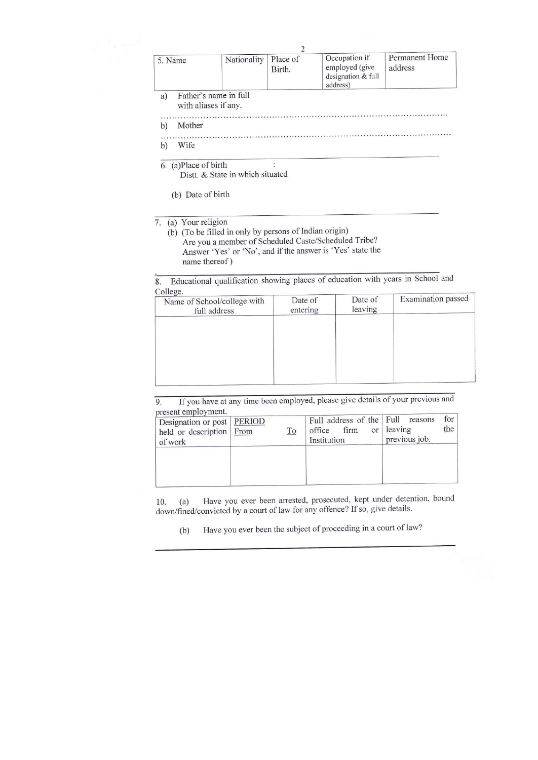| 5. Name | Nationality | Place of Birth. | Occupation if employed (give designation & full address) | Permanent Home address |
|---|---|---|---|---|

a) Father's name in full with aliases if any.

........................................................................................................

b) Mother

........................................................................................................

b) Wife

6. (a)Place of birth :
Distt. & State in which situated

(b) Date of birth

7. (a) Your religion
(b) (To be filled in only by persons of Indian origin)
Are you a member of Scheduled Caste/Scheduled Tribe?
Answer 'Yes' or 'No', and if the answer is 'Yes' state the name thereof)

8. Educational qualification showing places of education with years in School and College.

| Name of School/college with full address | Date of entering | Date of leaving | Examination passed |
|---|---|---|---|
| | | | |

9. If you have at any time been employed, please give details of your previous and present employment.

| Designation or post held or description of work | PERIOD From To | Full address of the office firm or Institution | Full reasons for leaving the previous job. |
|---|---|---|---|
| | | | |

10. (a) Have you ever been arrested, prosecuted, kept under detention, bound down/fined/convicted by a court of law for any offence? If so, give details.

(b) Have you ever been the subject of proceeding in a court of law?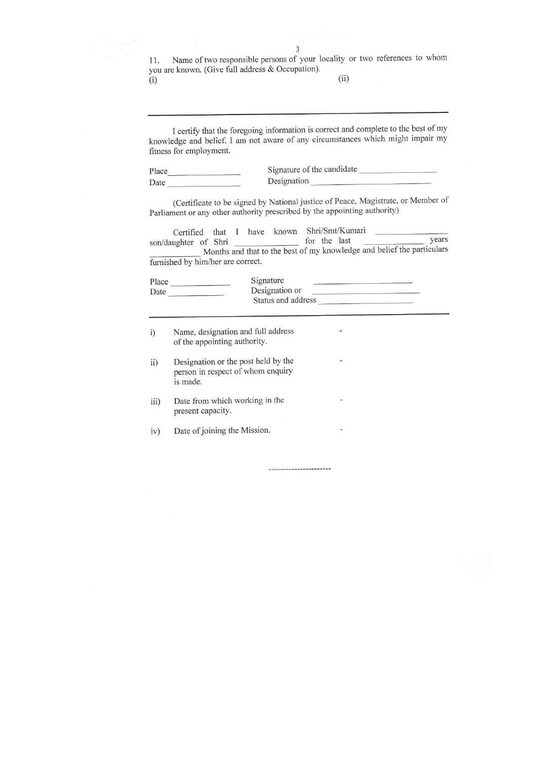11. Name of two responsible persons of your locality or two references to whom you are known. (Give full address & Occupation).

(i) (ii)

---

I certify that the foregoing information is correct and complete to the best of my knowledge and belief. I am not aware of any circumstances which might impair my fitness for employment.

Place\_\_\_\_\_\_\_\_\_\_\_\_\_\_\_\_ Signature of the candidate \_\_\_\_\_\_\_\_\_\_\_\_\_\_\_\_

Date \_\_\_\_\_\_\_\_\_\_\_\_\_\_\_\_ Designation \_\_\_\_\_\_\_\_\_\_\_\_\_\_\_\_\_\_\_\_\_\_\_\_

(Certificate to be signed by National justice of Peace, Magistrate, or Member of Parliament or any other authority prescribed by the appointing authority)

Certified that I have known Shri/Smt/Kumari \_\_\_\_\_\_\_\_\_\_\_\_\_\_ son/daughter of Shri \_\_\_\_\_\_\_\_\_\_\_\_ for the last \_\_\_\_\_\_\_\_\_\_\_\_ years \_\_\_\_\_\_\_\_\_\_ Months and that to the best of my knowledge and belief the particulars furnished by him/her are correct.

Place \_\_\_\_\_\_\_\_\_\_\_\_ Signature \_\_\_\_\_\_\_\_\_\_\_\_\_\_\_\_\_\_\_\_

Date \_\_\_\_\_\_\_\_\_\_\_\_ Designation or \_\_\_\_\_\_\_\_\_\_\_\_\_\_\_\_\_\_\_\_

Status and address \_\_\_\_\_\_\_\_\_\_\_\_\_\_\_\_\_\_\_\_

---

i) Name, designation and full address of the appointing authority. -

ii) Designation or the post held by the person in respect of whom enquiry is made. -

iii) Date from which working in the present capacity. -

iv) Date of joining the Mission. -